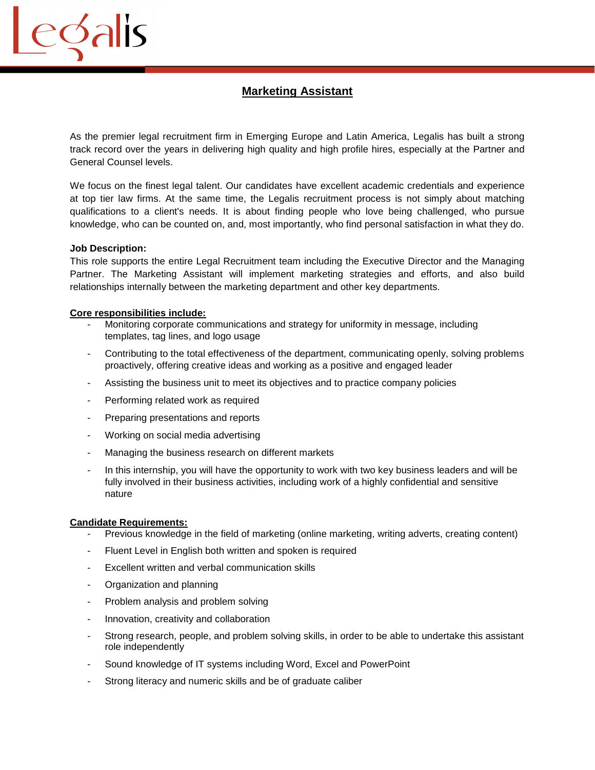Legalis

# Marketing Assistant

As the premier legal recruitment firm in Emerging Europe and Latin America, Legalis has built a strong track record over the years in delivering high quality and high profile hires, especially at the Partner and General Counsel levels.

We focus on the finest legal talent. Our candidates have excellent academic credentials and experience at top tier law firms. At the same time, the Legalis recruitment process is not simply about matching qualifications to a client's needs. It is about finding people who love being challenged, who pursue knowledge, who can be counted on, and, most importantly, who find personal satisfaction in what they do.

**Job Description:**
This role supports the entire Legal Recruitment team including the Executive Director and the Managing Partner. The Marketing Assistant will implement marketing strategies and efforts, and also build relationships internally between the marketing department and other key departments.

**Core responsibilities include:**

- Monitoring corporate communications and strategy for uniformity in message, including templates, tag lines, and logo usage
- Contributing to the total effectiveness of the department, communicating openly, solving problems proactively, offering creative ideas and working as a positive and engaged leader
- Assisting the business unit to meet its objectives and to practice company policies
- Performing related work as required
- Preparing presentations and reports
- Working on social media advertising
- Managing the business research on different markets
- In this internship, you will have the opportunity to work with two key business leaders and will be fully involved in their business activities, including work of a highly confidential and sensitive nature

**Candidate Requirements:**

- Previous knowledge in the field of marketing (online marketing, writing adverts, creating content)
- Fluent Level in English both written and spoken is required
- Excellent written and verbal communication skills
- Organization and planning
- Problem analysis and problem solving
- Innovation, creativity and collaboration
- Strong research, people, and problem solving skills, in order to be able to undertake this assistant role independently
- Sound knowledge of IT systems including Word, Excel and PowerPoint
- Strong literacy and numeric skills and be of graduate caliber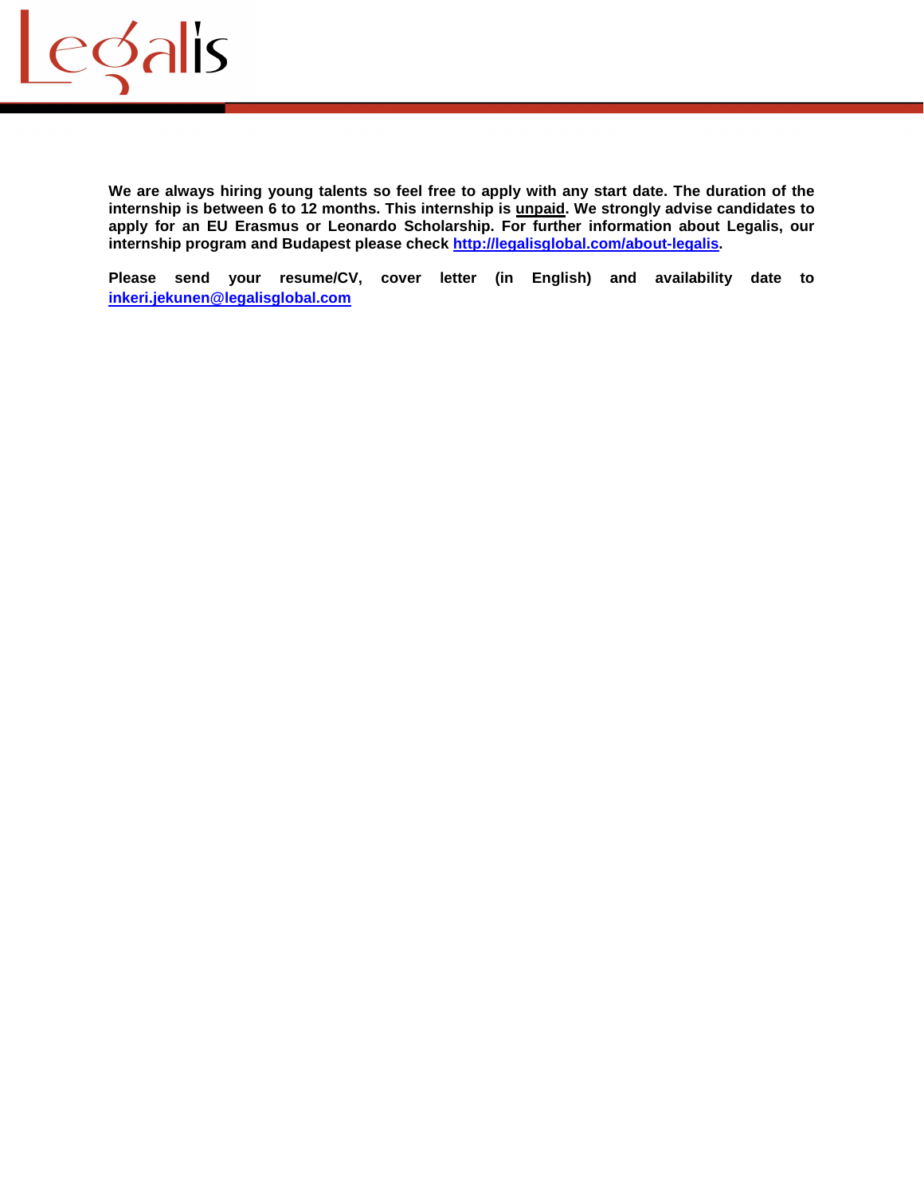**We are always hiring young talents so feel free to apply with any start date. The duration of the internship is between 6 to 12 months. This internship is unpaid. We strongly advise candidates to apply for an EU Erasmus or Leonardo Scholarship. For further information about Legalis, our internship program and Budapest please check http://legalisglobal.com/about-legalis.**

**Please send your resume/CV, cover letter (in English) and availability date to inkeri.jekunen@legalisglobal.com**